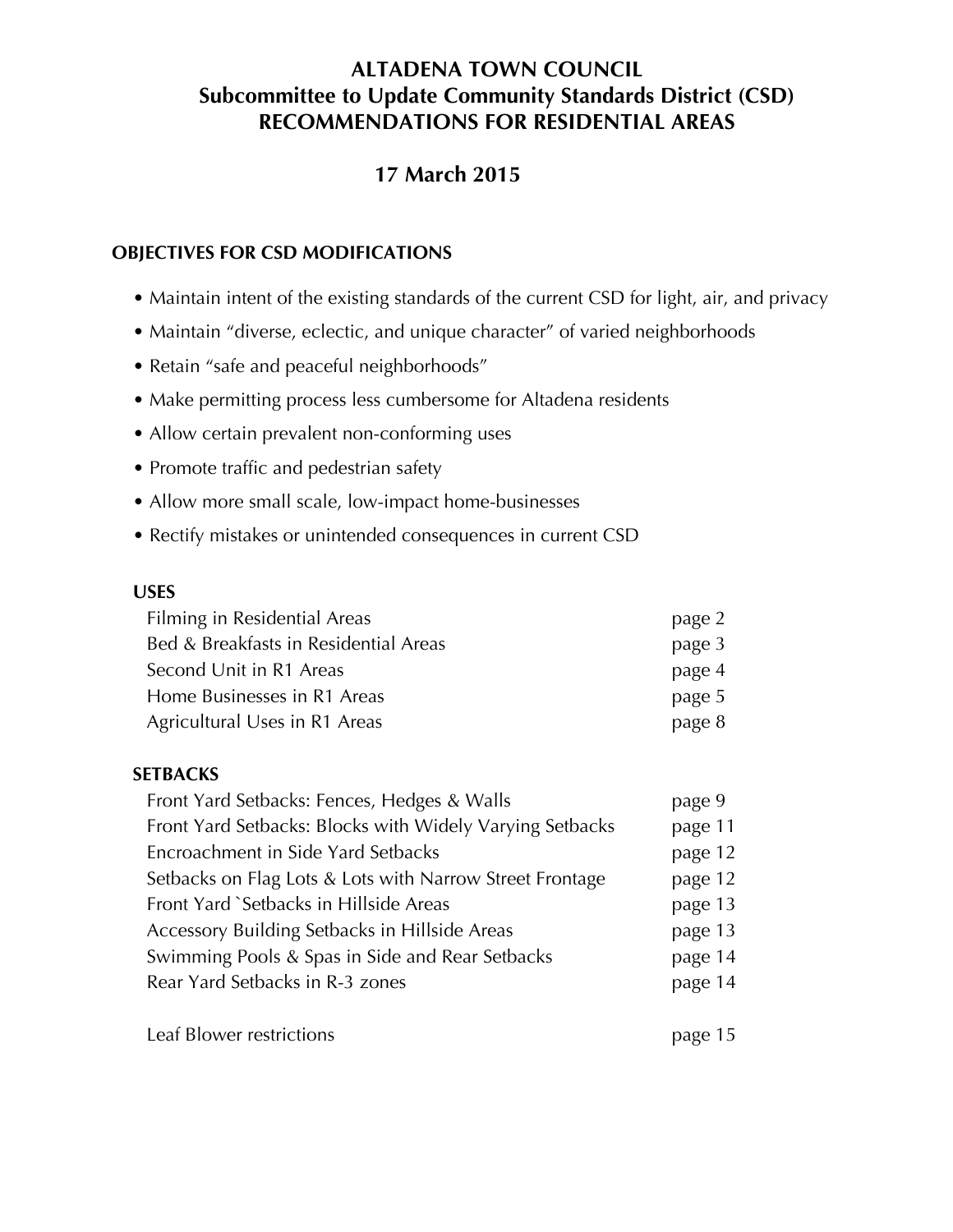# ALTADENA TOWN COUNCIL
## Subcommittee to Update Community Standards District (CSD)
## RECOMMENDATIONS FOR RESIDENTIAL AREAS

## 17 March 2015

### OBJECTIVES FOR CSD MODIFICATIONS

- Maintain intent of the existing standards of the current CSD for light, air, and privacy
- Maintain "diverse, eclectic, and unique character" of varied neighborhoods
- Retain "safe and peaceful neighborhoods"
- Make permitting process less cumbersome for Altadena residents
- Allow certain prevalent non-conforming uses
- Promote traffic and pedestrian safety
- Allow more small scale, low-impact home-businesses
- Rectify mistakes or unintended consequences in current CSD

**USES**

| | |
|---|---|
| Filming in Residential Areas | page 2 |
| Bed & Breakfasts in Residential Areas | page 3 |
| Second Unit in R1 Areas | page 4 |
| Home Businesses in R1 Areas | page 5 |
| Agricultural Uses in R1 Areas | page 8 |

**SETBACKS**

| | |
|---|---|
| Front Yard Setbacks: Fences, Hedges & Walls | page 9 |
| Front Yard Setbacks: Blocks with Widely Varying Setbacks | page 11 |
| Encroachment in Side Yard Setbacks | page 12 |
| Setbacks on Flag Lots & Lots with Narrow Street Frontage | page 12 |
| Front Yard `Setbacks in Hillside Areas | page 13 |
| Accessory Building Setbacks in Hillside Areas | page 13 |
| Swimming Pools & Spas in Side and Rear Setbacks | page 14 |
| Rear Yard Setbacks in R-3 zones | page 14 |
| | |
| Leaf Blower restrictions | page 15 |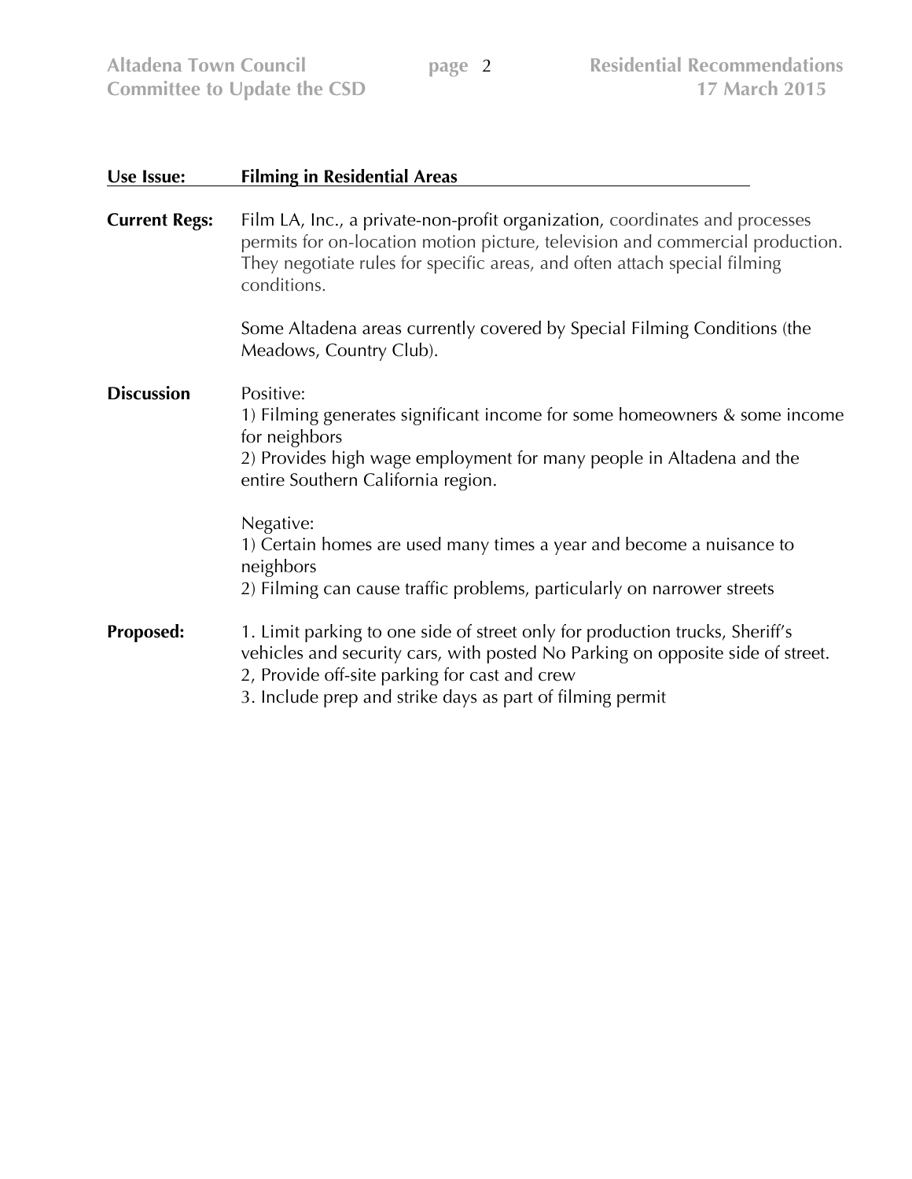**Use Issue:** **Filming in Residential Areas**

**Current Regs:** Film LA, Inc., a private-non-profit organization, coordinates and processes permits for on-location motion picture, television and commercial production. They negotiate rules for specific areas, and often attach special filming conditions.

Some Altadena areas currently covered by Special Filming Conditions (the Meadows, Country Club).

**Discussion**

Positive:
1) Filming generates significant income for some homeowners & some income for neighbors
2) Provides high wage employment for many people in Altadena and the entire Southern California region.

Negative:
1) Certain homes are used many times a year and become a nuisance to neighbors
2) Filming can cause traffic problems, particularly on narrower streets

**Proposed:**

1. Limit parking to one side of street only for production trucks, Sheriff's vehicles and security cars, with posted No Parking on opposite side of street.
2, Provide off-site parking for cast and crew
3. Include prep and strike days as part of filming permit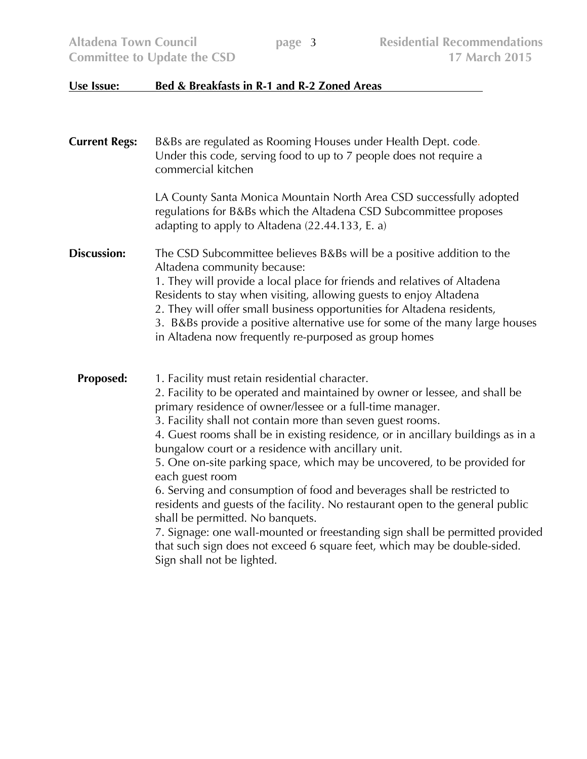**Use Issue:** **Bed & Breakfasts in R-1 and R-2 Zoned Areas**

**Current Regs:** B&Bs are regulated as Rooming Houses under Health Dept. code. Under this code, serving food to up to 7 people does not require a commercial kitchen

LA County Santa Monica Mountain North Area CSD successfully adopted regulations for B&Bs which the Altadena CSD Subcommittee proposes adapting to apply to Altadena (22.44.133, E. a)

**Discussion:** The CSD Subcommittee believes B&Bs will be a positive addition to the Altadena community because:

1. They will provide a local place for friends and relatives of Altadena Residents to stay when visiting, allowing guests to enjoy Altadena
2. They will offer small business opportunities for Altadena residents,
3. B&Bs provide a positive alternative use for some of the many large houses in Altadena now frequently re-purposed as group homes

**Proposed:**

1. Facility must retain residential character.
2. Facility to be operated and maintained by owner or lessee, and shall be primary residence of owner/lessee or a full-time manager.
3. Facility shall not contain more than seven guest rooms.
4. Guest rooms shall be in existing residence, or in ancillary buildings as in a bungalow court or a residence with ancillary unit.
5. One on-site parking space, which may be uncovered, to be provided for each guest room
6. Serving and consumption of food and beverages shall be restricted to residents and guests of the facility. No restaurant open to the general public shall be permitted. No banquets.
7. Signage: one wall-mounted or freestanding sign shall be permitted provided that such sign does not exceed 6 square feet, which may be double-sided. Sign shall not be lighted.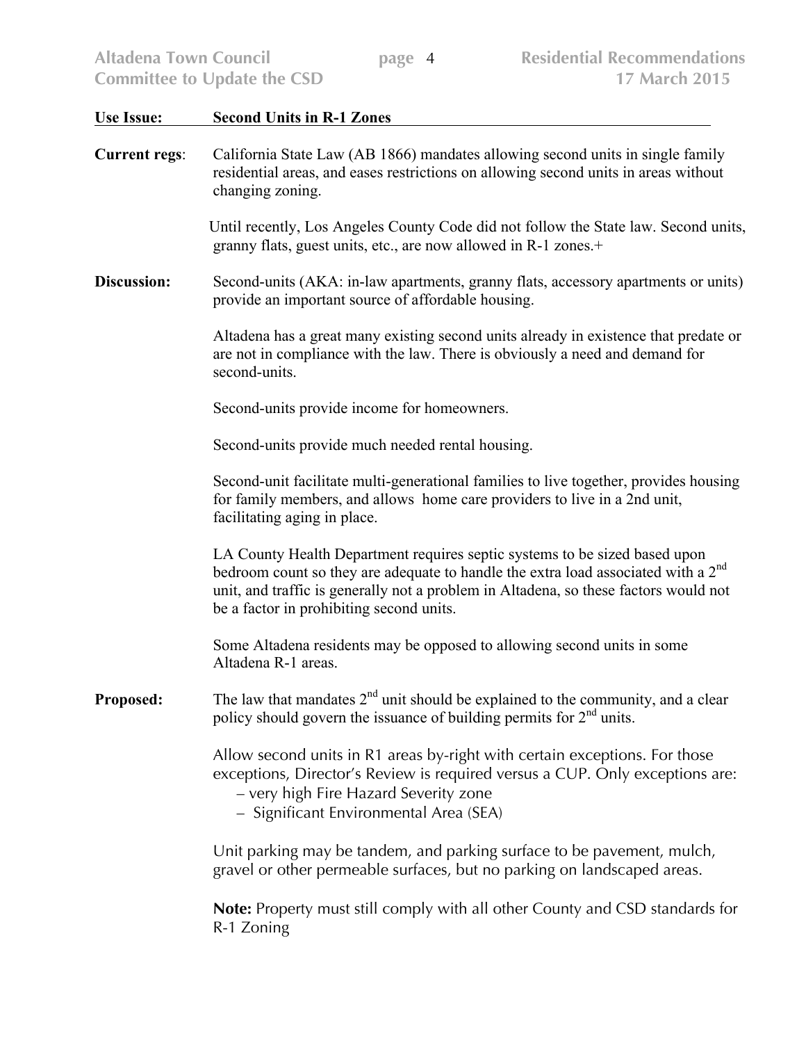**Use Issue:** **Second Units in R-1 Zones**

**Current regs**: California State Law (AB 1866) mandates allowing second units in single family residential areas, and eases restrictions on allowing second units in areas without changing zoning.

Until recently, Los Angeles County Code did not follow the State law. Second units, granny flats, guest units, etc., are now allowed in R-1 zones.+

**Discussion:** Second-units (AKA: in-law apartments, granny flats, accessory apartments or units) provide an important source of affordable housing.

Altadena has a great many existing second units already in existence that predate or are not in compliance with the law. There is obviously a need and demand for second-units.

Second-units provide income for homeowners.

Second-units provide much needed rental housing.

Second-unit facilitate multi-generational families to live together, provides housing for family members, and allows home care providers to live in a 2nd unit, facilitating aging in place.

LA County Health Department requires septic systems to be sized based upon bedroom count so they are adequate to handle the extra load associated with a 2nd unit, and traffic is generally not a problem in Altadena, so these factors would not be a factor in prohibiting second units.

Some Altadena residents may be opposed to allowing second units in some Altadena R-1 areas.

**Proposed:** The law that mandates 2nd unit should be explained to the community, and a clear policy should govern the issuance of building permits for 2nd units.

Allow second units in R1 areas by-right with certain exceptions. For those exceptions, Director's Review is required versus a CUP. Only exceptions are:

– very high Fire Hazard Severity zone
– Significant Environmental Area (SEA)

Unit parking may be tandem, and parking surface to be pavement, mulch, gravel or other permeable surfaces, but no parking on landscaped areas.

**Note:** Property must still comply with all other County and CSD standards for R-1 Zoning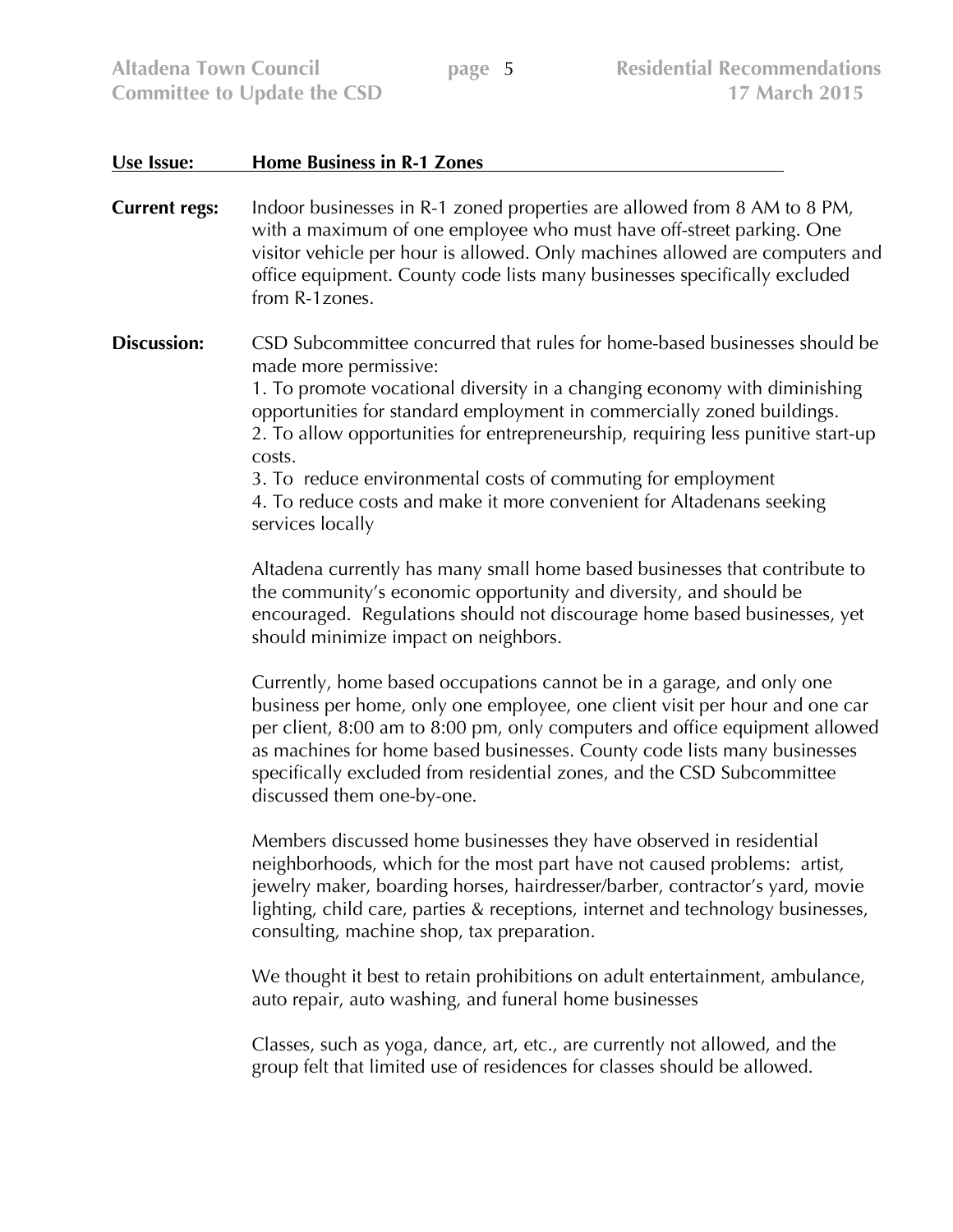**Use Issue:** **Home Business in R-1 Zones**

**Current regs:** Indoor businesses in R-1 zoned properties are allowed from 8 AM to 8 PM, with a maximum of one employee who must have off-street parking. One visitor vehicle per hour is allowed. Only machines allowed are computers and office equipment. County code lists many businesses specifically excluded from R-1zones.

**Discussion:** CSD Subcommittee concurred that rules for home-based businesses should be made more permissive:

1. To promote vocational diversity in a changing economy with diminishing opportunities for standard employment in commercially zoned buildings.
2. To allow opportunities for entrepreneurship, requiring less punitive start-up costs.
3. To reduce environmental costs of commuting for employment
4. To reduce costs and make it more convenient for Altadenans seeking services locally

Altadena currently has many small home based businesses that contribute to the community's economic opportunity and diversity, and should be encouraged. Regulations should not discourage home based businesses, yet should minimize impact on neighbors.

Currently, home based occupations cannot be in a garage, and only one business per home, only one employee, one client visit per hour and one car per client, 8:00 am to 8:00 pm, only computers and office equipment allowed as machines for home based businesses. County code lists many businesses specifically excluded from residential zones, and the CSD Subcommittee discussed them one-by-one.

Members discussed home businesses they have observed in residential neighborhoods, which for the most part have not caused problems: artist, jewelry maker, boarding horses, hairdresser/barber, contractor's yard, movie lighting, child care, parties & receptions, internet and technology businesses, consulting, machine shop, tax preparation.

We thought it best to retain prohibitions on adult entertainment, ambulance, auto repair, auto washing, and funeral home businesses

Classes, such as yoga, dance, art, etc., are currently not allowed, and the group felt that limited use of residences for classes should be allowed.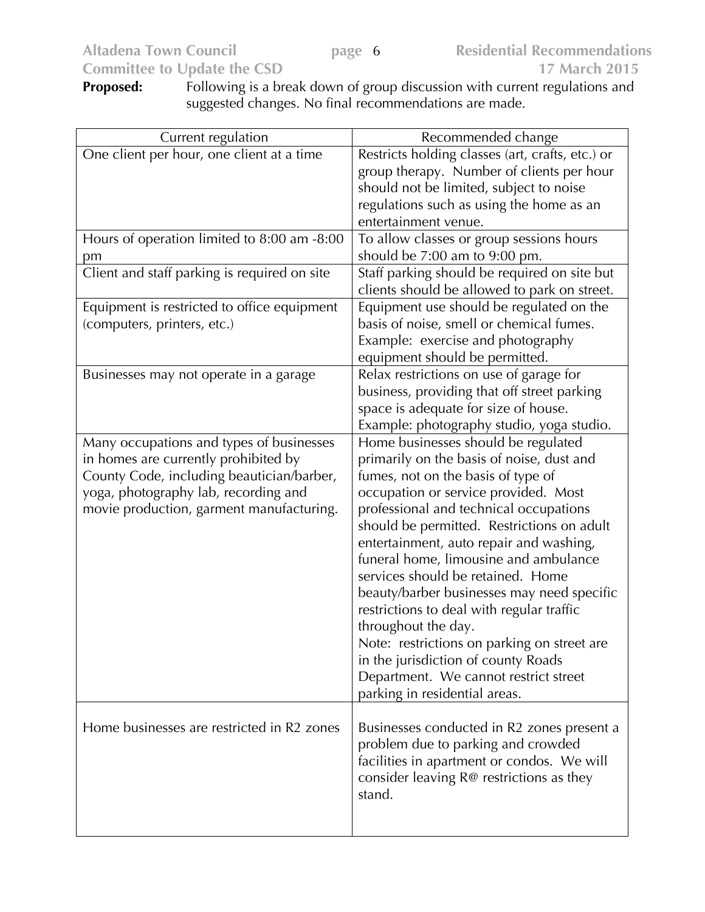**Proposed:** Following is a break down of group discussion with current regulations and suggested changes. No final recommendations are made.

| Current regulation | Recommended change |
|---|---|
| One client per hour, one client at a time | Restricts holding classes (art, crafts, etc.) or group therapy. Number of clients per hour should not be limited, subject to noise regulations such as using the home as an entertainment venue. |
| Hours of operation limited to 8:00 am -8:00 pm | To allow classes or group sessions hours should be 7:00 am to 9:00 pm. |
| Client and staff parking is required on site | Staff parking should be required on site but clients should be allowed to park on street. |
| Equipment is restricted to office equipment (computers, printers, etc.) | Equipment use should be regulated on the basis of noise, smell or chemical fumes. Example: exercise and photography equipment should be permitted. |
| Businesses may not operate in a garage | Relax restrictions on use of garage for business, providing that off street parking space is adequate for size of house. Example: photography studio, yoga studio. |
| Many occupations and types of businesses in homes are currently prohibited by County Code, including beautician/barber, yoga, photography lab, recording and movie production, garment manufacturing. | Home businesses should be regulated primarily on the basis of noise, dust and fumes, not on the basis of type of occupation or service provided. Most professional and technical occupations should be permitted. Restrictions on adult entertainment, auto repair and washing, funeral home, limousine and ambulance services should be retained. Home beauty/barber businesses may need specific restrictions to deal with regular traffic throughout the day.<br>Note: restrictions on parking on street are in the jurisdiction of county Roads Department. We cannot restrict street parking in residential areas. |
| Home businesses are restricted in R2 zones | Businesses conducted in R2 zones present a problem due to parking and crowded facilities in apartment or condos. We will consider leaving R@ restrictions as they stand. |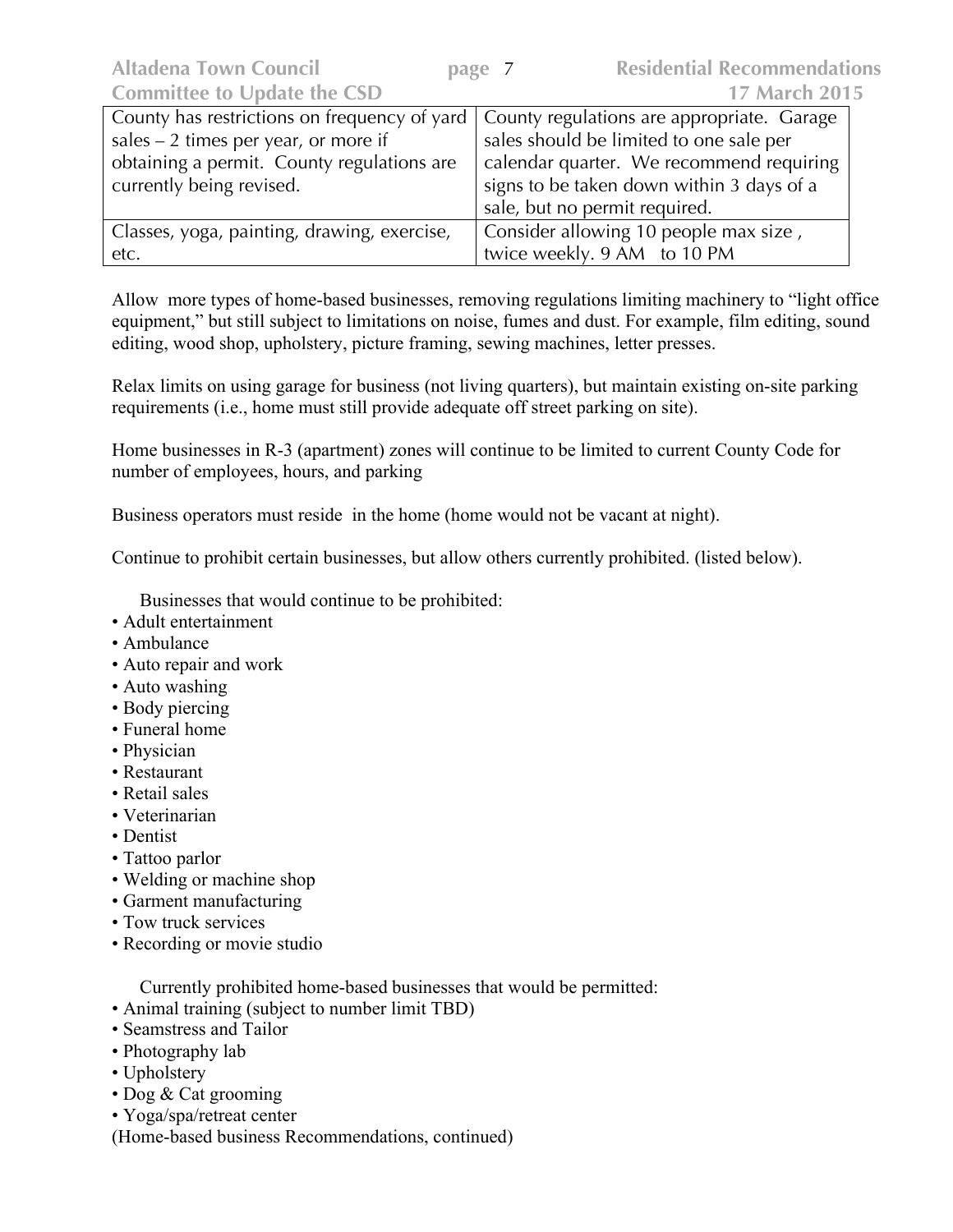| County has restrictions on frequency of yard sales – 2 times per year, or more if obtaining a permit. County regulations are currently being revised. | County regulations are appropriate. Garage sales should be limited to one sale per calendar quarter. We recommend requiring signs to be taken down within 3 days of a sale, but no permit required. |
|---|---|
| Classes, yoga, painting, drawing, exercise, etc. | Consider allowing 10 people max size , twice weekly. 9 AM to 10 PM |

Allow more types of home-based businesses, removing regulations limiting machinery to "light office equipment," but still subject to limitations on noise, fumes and dust. For example, film editing, sound editing, wood shop, upholstery, picture framing, sewing machines, letter presses.

Relax limits on using garage for business (not living quarters), but maintain existing on-site parking requirements (i.e., home must still provide adequate off street parking on site).

Home businesses in R-3 (apartment) zones will continue to be limited to current County Code for number of employees, hours, and parking

Business operators must reside in the home (home would not be vacant at night).

Continue to prohibit certain businesses, but allow others currently prohibited. (listed below).

Businesses that would continue to be prohibited:

- Adult entertainment
- Ambulance
- Auto repair and work
- Auto washing
- Body piercing
- Funeral home
- Physician
- Restaurant
- Retail sales
- Veterinarian
- Dentist
- Tattoo parlor
- Welding or machine shop
- Garment manufacturing
- Tow truck services
- Recording or movie studio

Currently prohibited home-based businesses that would be permitted:

- Animal training (subject to number limit TBD)
- Seamstress and Tailor
- Photography lab
- Upholstery
- Dog & Cat grooming
- Yoga/spa/retreat center

(Home-based business Recommendations, continued)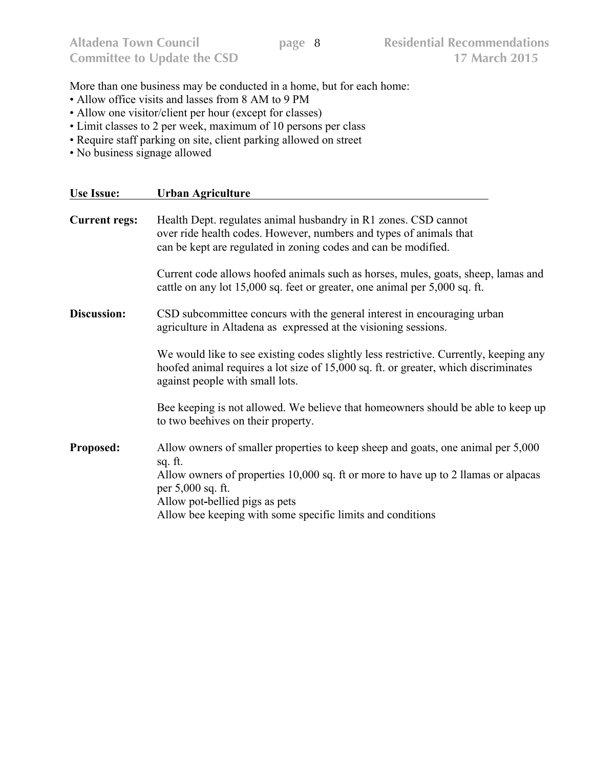More than one business may be conducted in a home, but for each home:

- Allow office visits and lasses from 8 AM to 9 PM
- Allow one visitor/client per hour (except for classes)
- Limit classes to 2 per week, maximum of 10 persons per class
- Require staff parking on site, client parking allowed on street
- No business signage allowed

**Use Issue:** **Urban Agriculture**

**Current regs:** Health Dept. regulates animal husbandry in R1 zones. CSD cannot over ride health codes. However, numbers and types of animals that can be kept are regulated in zoning codes and can be modified.

Current code allows hoofed animals such as horses, mules, goats, sheep, lamas and cattle on any lot 15,000 sq. feet or greater, one animal per 5,000 sq. ft.

**Discussion:** CSD subcommittee concurs with the general interest in encouraging urban agriculture in Altadena as expressed at the visioning sessions.

We would like to see existing codes slightly less restrictive. Currently, keeping any hoofed animal requires a lot size of 15,000 sq. ft. or greater, which discriminates against people with small lots.

Bee keeping is not allowed. We believe that homeowners should be able to keep up to two beehives on their property.

**Proposed:** Allow owners of smaller properties to keep sheep and goats, one animal per 5,000 sq. ft.
Allow owners of properties 10,000 sq. ft or more to have up to 2 llamas or alpacas per 5,000 sq. ft.
Allow pot-bellied pigs as pets
Allow bee keeping with some specific limits and conditions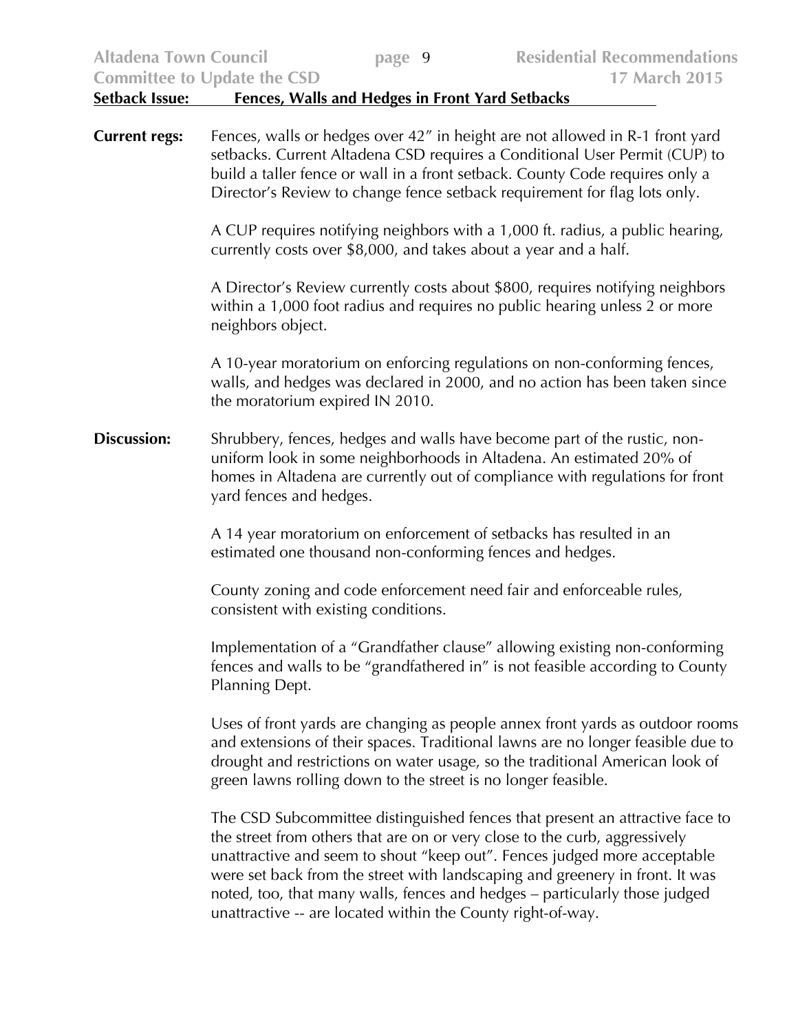**Setback Issue: Fences, Walls and Hedges in Front Yard Setbacks**

**Current regs:** Fences, walls or hedges over 42" in height are not allowed in R-1 front yard setbacks. Current Altadena CSD requires a Conditional User Permit (CUP) to build a taller fence or wall in a front setback. County Code requires only a Director's Review to change fence setback requirement for flag lots only.

A CUP requires notifying neighbors with a 1,000 ft. radius, a public hearing, currently costs over $8,000, and takes about a year and a half.

A Director's Review currently costs about $800, requires notifying neighbors within a 1,000 foot radius and requires no public hearing unless 2 or more neighbors object.

A 10-year moratorium on enforcing regulations on non-conforming fences, walls, and hedges was declared in 2000, and no action has been taken since the moratorium expired IN 2010.

**Discussion:** Shrubbery, fences, hedges and walls have become part of the rustic, non-uniform look in some neighborhoods in Altadena. An estimated 20% of homes in Altadena are currently out of compliance with regulations for front yard fences and hedges.

A 14 year moratorium on enforcement of setbacks has resulted in an estimated one thousand non-conforming fences and hedges.

County zoning and code enforcement need fair and enforceable rules, consistent with existing conditions.

Implementation of a "Grandfather clause" allowing existing non-conforming fences and walls to be "grandfathered in" is not feasible according to County Planning Dept.

Uses of front yards are changing as people annex front yards as outdoor rooms and extensions of their spaces. Traditional lawns are no longer feasible due to drought and restrictions on water usage, so the traditional American look of green lawns rolling down to the street is no longer feasible.

The CSD Subcommittee distinguished fences that present an attractive face to the street from others that are on or very close to the curb, aggressively unattractive and seem to shout "keep out". Fences judged more acceptable were set back from the street with landscaping and greenery in front. It was noted, too, that many walls, fences and hedges – particularly those judged unattractive -- are located within the County right-of-way.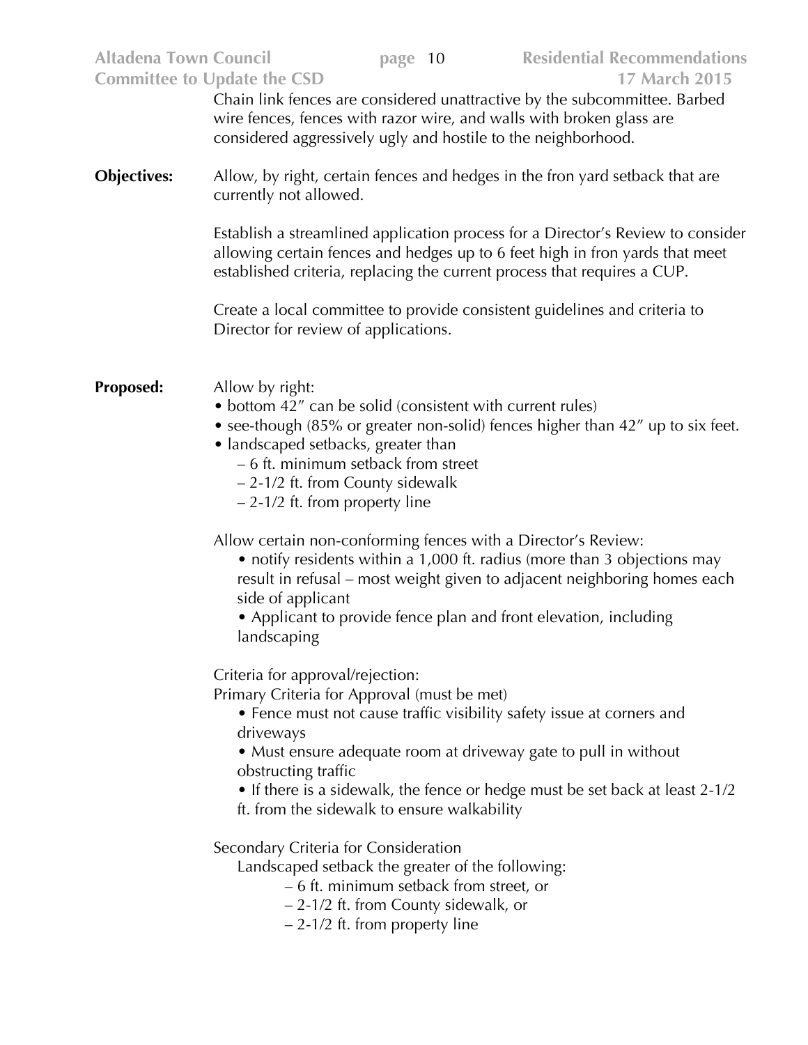Chain link fences are considered unattractive by the subcommittee. Barbed wire fences, fences with razor wire, and walls with broken glass are considered aggressively ugly and hostile to the neighborhood.

**Objectives:** Allow, by right, certain fences and hedges in the fron yard setback that are currently not allowed.

Establish a streamlined application process for a Director's Review to consider allowing certain fences and hedges up to 6 feet high in fron yards that meet established criteria, replacing the current process that requires a CUP.

Create a local committee to provide consistent guidelines and criteria to Director for review of applications.

**Proposed:** Allow by right:

- bottom 42″ can be solid (consistent with current rules)
- see-though (85% or greater non-solid) fences higher than 42″ up to six feet.
- landscaped setbacks, greater than
  - – 6 ft. minimum setback from street
  - – 2-1/2 ft. from County sidewalk
  - – 2-1/2 ft. from property line

Allow certain non-conforming fences with a Director's Review:

- notify residents within a 1,000 ft. radius (more than 3 objections may result in refusal – most weight given to adjacent neighboring homes each side of applicant
- Applicant to provide fence plan and front elevation, including landscaping

Criteria for approval/rejection:

Primary Criteria for Approval (must be met)

- Fence must not cause traffic visibility safety issue at corners and driveways
- Must ensure adequate room at driveway gate to pull in without obstructing traffic
- If there is a sidewalk, the fence or hedge must be set back at least 2-1/2 ft. from the sidewalk to ensure walkability

Secondary Criteria for Consideration

Landscaped setback the greater of the following:

- – 6 ft. minimum setback from street, or
- – 2-1/2 ft. from County sidewalk, or
- – 2-1/2 ft. from property line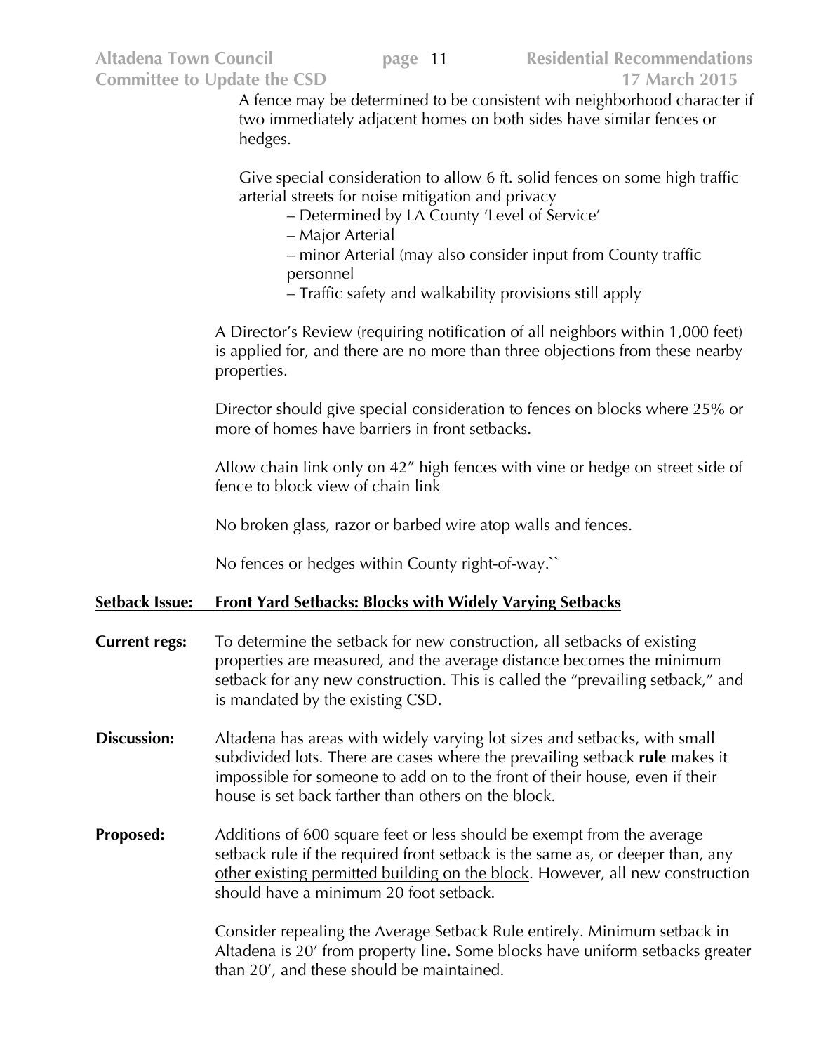A fence may be determined to be consistent wih neighborhood character if two immediately adjacent homes on both sides have similar fences or hedges.

Give special consideration to allow 6 ft. solid fences on some high traffic arterial streets for noise mitigation and privacy

- – Determined by LA County 'Level of Service'
- – Major Arterial
- – minor Arterial (may also consider input from County traffic personnel
- – Traffic safety and walkability provisions still apply

A Director's Review (requiring notification of all neighbors within 1,000 feet) is applied for, and there are no more than three objections from these nearby properties.

Director should give special consideration to fences on blocks where 25% or more of homes have barriers in front setbacks.

Allow chain link only on 42" high fences with vine or hedge on street side of fence to block view of chain link

No broken glass, razor or barbed wire atop walls and fences.

No fences or hedges within County right-of-way.``

**Setback Issue:** **Front Yard Setbacks: Blocks with Widely Varying Setbacks**

**Current regs:** To determine the setback for new construction, all setbacks of existing properties are measured, and the average distance becomes the minimum setback for any new construction. This is called the "prevailing setback," and is mandated by the existing CSD.

**Discussion:** Altadena has areas with widely varying lot sizes and setbacks, with small subdivided lots. There are cases where the prevailing setback **rule** makes it impossible for someone to add on to the front of their house, even if their house is set back farther than others on the block.

**Proposed:** Additions of 600 square feet or less should be exempt from the average setback rule if the required front setback is the same as, or deeper than, any other existing permitted building on the block. However, all new construction should have a minimum 20 foot setback.

Consider repealing the Average Setback Rule entirely. Minimum setback in Altadena is 20' from property line**.** Some blocks have uniform setbacks greater than 20', and these should be maintained.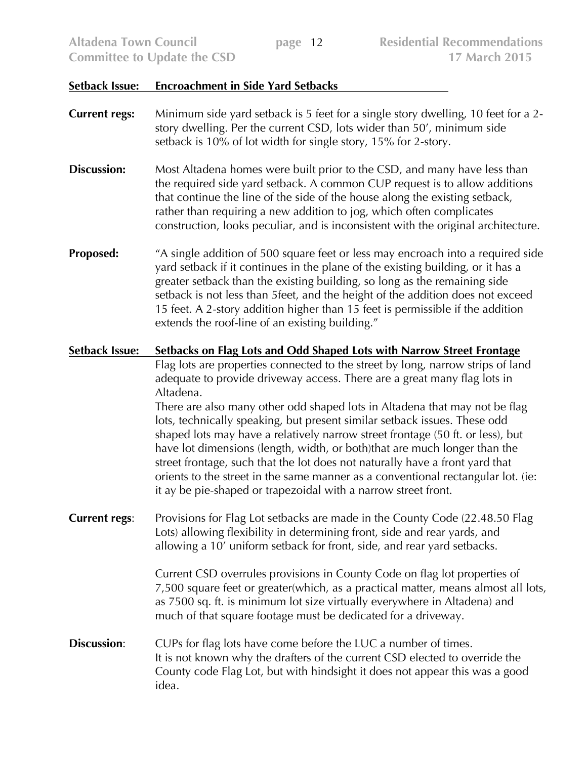**Setback Issue: Encroachment in Side Yard Setbacks**

**Current regs:** Minimum side yard setback is 5 feet for a single story dwelling, 10 feet for a 2-story dwelling. Per the current CSD, lots wider than 50', minimum side setback is 10% of lot width for single story, 15% for 2-story.

**Discussion:** Most Altadena homes were built prior to the CSD, and many have less than the required side yard setback. A common CUP request is to allow additions that continue the line of the side of the house along the existing setback, rather than requiring a new addition to jog, which often complicates construction, looks peculiar, and is inconsistent with the original architecture.

**Proposed:** "A single addition of 500 square feet or less may encroach into a required side yard setback if it continues in the plane of the existing building, or it has a greater setback than the existing building, so long as the remaining side setback is not less than 5feet, and the height of the addition does not exceed 15 feet. A 2-story addition higher than 15 feet is permissible if the addition extends the roof-line of an existing building."

**Setback Issue: Setbacks on Flag Lots and Odd Shaped Lots with Narrow Street Frontage**

Flag lots are properties connected to the street by long, narrow strips of land adequate to provide driveway access. There are a great many flag lots in Altadena.

There are also many other odd shaped lots in Altadena that may not be flag lots, technically speaking, but present similar setback issues. These odd shaped lots may have a relatively narrow street frontage (50 ft. or less), but have lot dimensions (length, width, or both)that are much longer than the street frontage, such that the lot does not naturally have a front yard that orients to the street in the same manner as a conventional rectangular lot. (ie: it ay be pie-shaped or trapezoidal with a narrow street front.

**Current regs**: Provisions for Flag Lot setbacks are made in the County Code (22.48.50 Flag Lots) allowing flexibility in determining front, side and rear yards, and allowing a 10' uniform setback for front, side, and rear yard setbacks.

Current CSD overrules provisions in County Code on flag lot properties of 7,500 square feet or greater(which, as a practical matter, means almost all lots, as 7500 sq. ft. is minimum lot size virtually everywhere in Altadena) and much of that square footage must be dedicated for a driveway.

**Discussion**: CUPs for flag lots have come before the LUC a number of times. It is not known why the drafters of the current CSD elected to override the County code Flag Lot, but with hindsight it does not appear this was a good idea.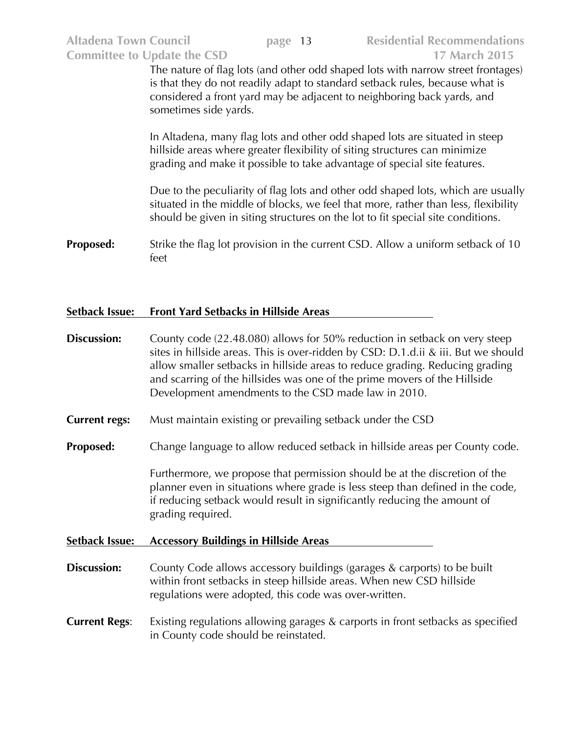The nature of flag lots (and other odd shaped lots with narrow street frontages) is that they do not readily adapt to standard setback rules, because what is considered a front yard may be adjacent to neighboring back yards, and sometimes side yards.

In Altadena, many flag lots and other odd shaped lots are situated in steep hillside areas where greater flexibility of siting structures can minimize grading and make it possible to take advantage of special site features.

Due to the peculiarity of flag lots and other odd shaped lots, which are usually situated in the middle of blocks, we feel that more, rather than less, flexibility should be given in siting structures on the lot to fit special site conditions.

**Proposed:** Strike the flag lot provision in the current CSD. Allow a uniform setback of 10 feet

**Setback Issue: Front Yard Setbacks in Hillside Areas**

**Discussion:** County code (22.48.080) allows for 50% reduction in setback on very steep sites in hillside areas. This is over-ridden by CSD: D.1.d.ii & iii. But we should allow smaller setbacks in hillside areas to reduce grading. Reducing grading and scarring of the hillsides was one of the prime movers of the Hillside Development amendments to the CSD made law in 2010.

**Current regs:** Must maintain existing or prevailing setback under the CSD

**Proposed:** Change language to allow reduced setback in hillside areas per County code.

Furthermore, we propose that permission should be at the discretion of the planner even in situations where grade is less steep than defined in the code, if reducing setback would result in significantly reducing the amount of grading required.

**Setback Issue: Accessory Buildings in Hillside Areas**

**Discussion:** County Code allows accessory buildings (garages & carports) to be built within front setbacks in steep hillside areas. When new CSD hillside regulations were adopted, this code was over-written.

**Current Regs:** Existing regulations allowing garages & carports in front setbacks as specified in County code should be reinstated.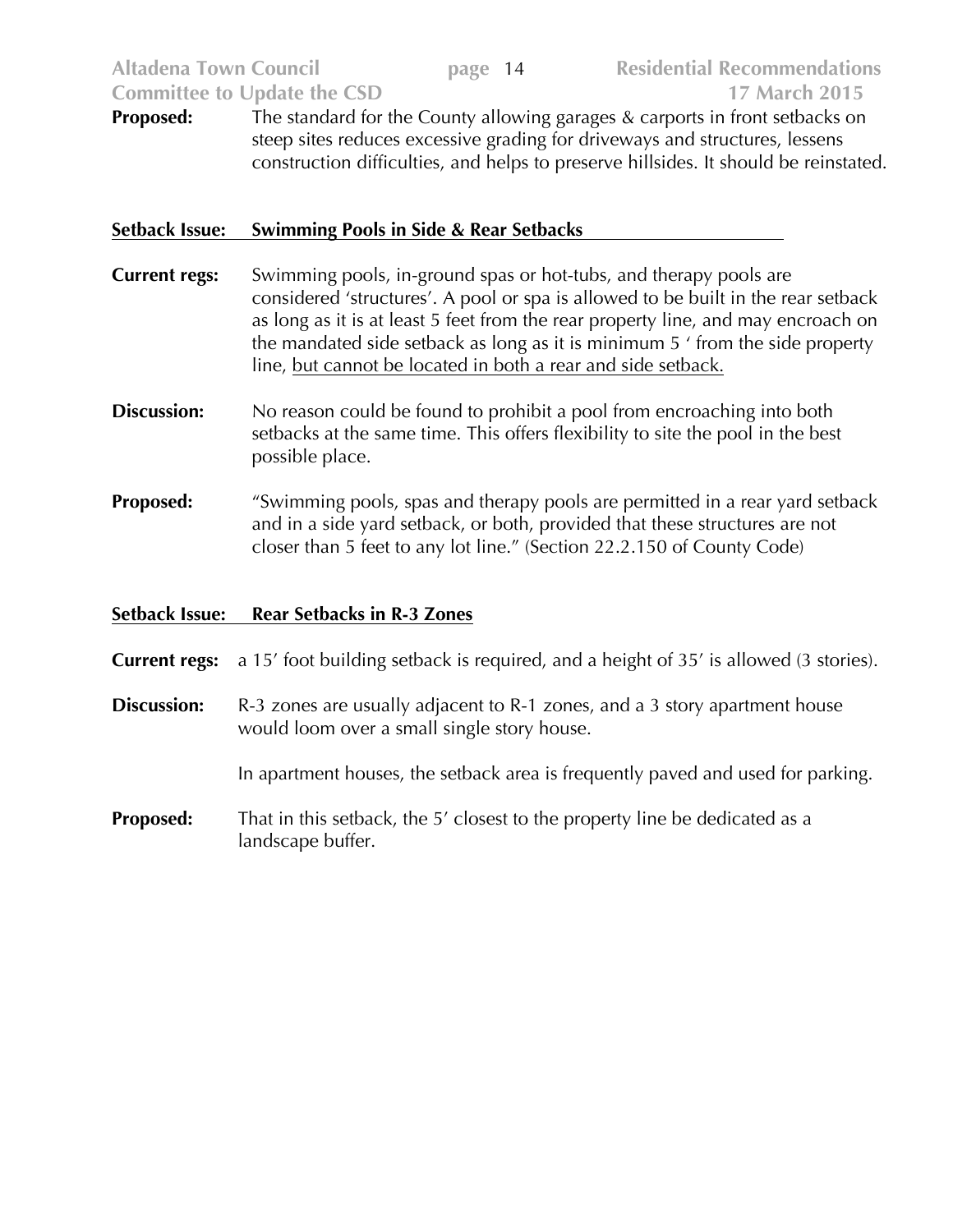**Proposed:** The standard for the County allowing garages & carports in front setbacks on steep sites reduces excessive grading for driveways and structures, lessens construction difficulties, and helps to preserve hillsides. It should be reinstated.

**Setback Issue: Swimming Pools in Side & Rear Setbacks**

**Current regs:** Swimming pools, in-ground spas or hot-tubs, and therapy pools are considered 'structures'. A pool or spa is allowed to be built in the rear setback as long as it is at least 5 feet from the rear property line, and may encroach on the mandated side setback as long as it is minimum 5 ' from the side property line, <u>but cannot be located in both a rear and side setback.</u>

**Discussion:** No reason could be found to prohibit a pool from encroaching into both setbacks at the same time. This offers flexibility to site the pool in the best possible place.

**Proposed:** "Swimming pools, spas and therapy pools are permitted in a rear yard setback and in a side yard setback, or both, provided that these structures are not closer than 5 feet to any lot line." (Section 22.2.150 of County Code)

**Setback Issue: Rear Setbacks in R-3 Zones**

**Current regs:** a 15' foot building setback is required, and a height of 35' is allowed (3 stories).

**Discussion:** R-3 zones are usually adjacent to R-1 zones, and a 3 story apartment house would loom over a small single story house.

In apartment houses, the setback area is frequently paved and used for parking.

**Proposed:** That in this setback, the 5' closest to the property line be dedicated as a landscape buffer.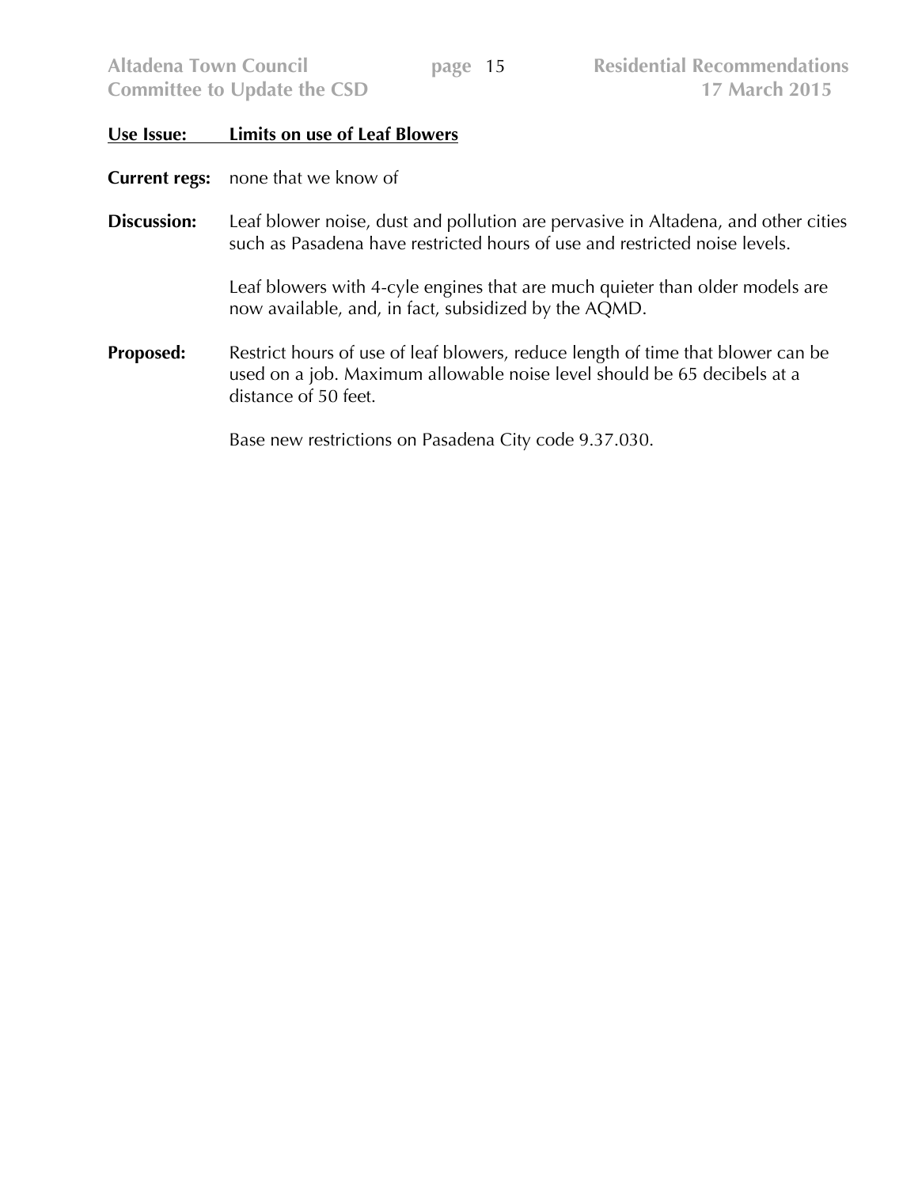**Use Issue: Limits on use of Leaf Blowers**

**Current regs:** none that we know of

**Discussion:** Leaf blower noise, dust and pollution are pervasive in Altadena, and other cities such as Pasadena have restricted hours of use and restricted noise levels.

Leaf blowers with 4-cyle engines that are much quieter than older models are now available, and, in fact, subsidized by the AQMD.

**Proposed:** Restrict hours of use of leaf blowers, reduce length of time that blower can be used on a job. Maximum allowable noise level should be 65 decibels at a distance of 50 feet.

Base new restrictions on Pasadena City code 9.37.030.